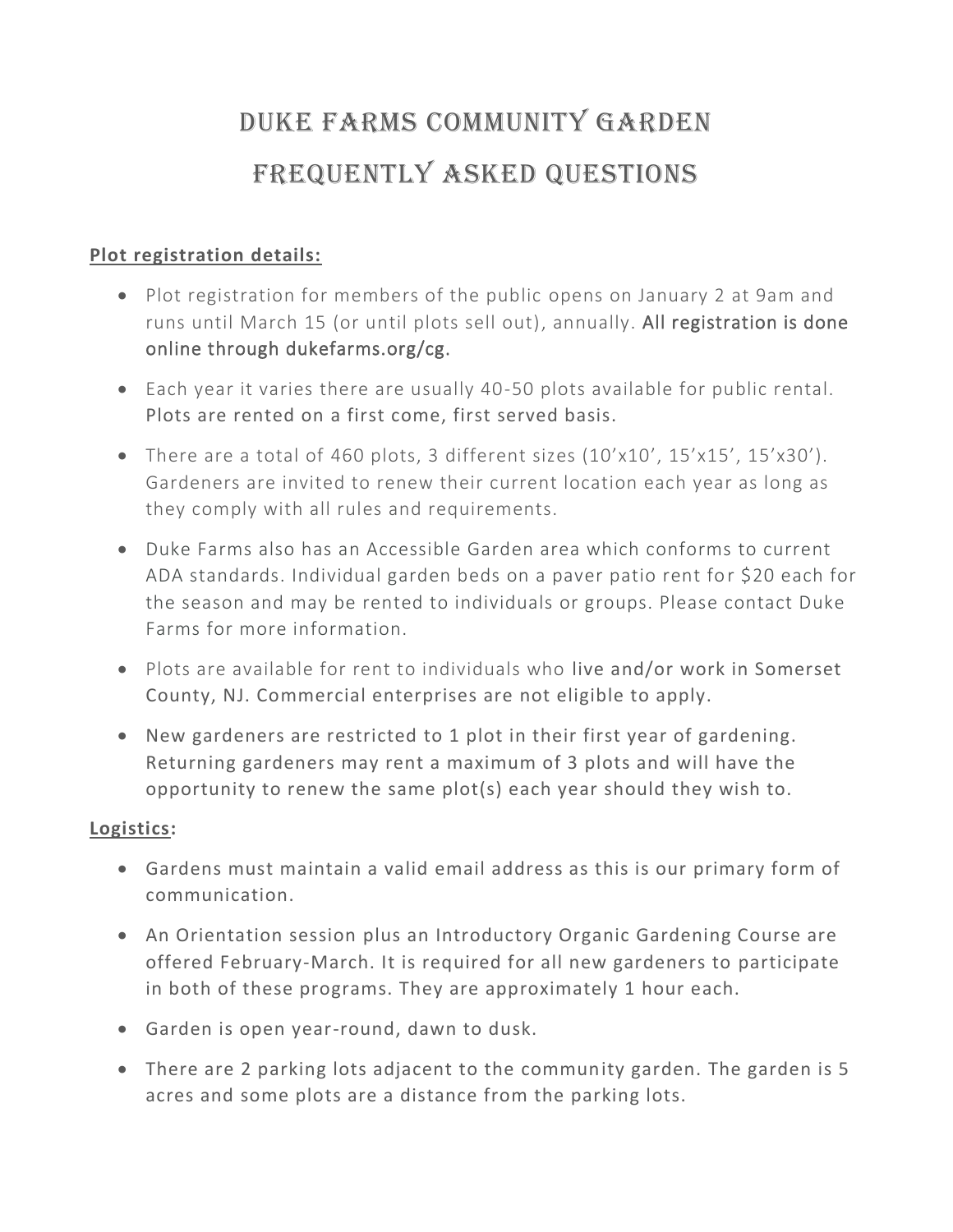# Duke Farms Community Garden

# Frequently Asked Questions

**Plot registration details:**

- Plot registration for members of the public opens on January 2 at 9am and runs until March 15 (or until plots sell out), annually. All registration is done online through dukefarms.org/cg.
- Each year it varies there are usually 40-50 plots available for public rental. Plots are rented on a first come, first served basis.
- There are a total of 460 plots, 3 different sizes (10'x10', 15'x15', 15'x30'). Gardeners are invited to renew their current location each year as long as they comply with all rules and requirements.
- Duke Farms also has an Accessible Garden area which conforms to current ADA standards. Individual garden beds on a paver patio rent for $20 each for the season and may be rented to individuals or groups. Please contact Duke Farms for more information.
- Plots are available for rent to individuals who live and/or work in Somerset County, NJ. Commercial enterprises are not eligible to apply.
- New gardeners are restricted to 1 plot in their first year of gardening. Returning gardeners may rent a maximum of 3 plots and will have the opportunity to renew the same plot(s) each year should they wish to.

**Logistics:**

- Gardens must maintain a valid email address as this is our primary form of communication.
- An Orientation session plus an Introductory Organic Gardening Course are offered February-March. It is required for all new gardeners to participate in both of these programs. They are approximately 1 hour each.
- Garden is open year-round, dawn to dusk.
- There are 2 parking lots adjacent to the community garden. The garden is 5 acres and some plots are a distance from the parking lots.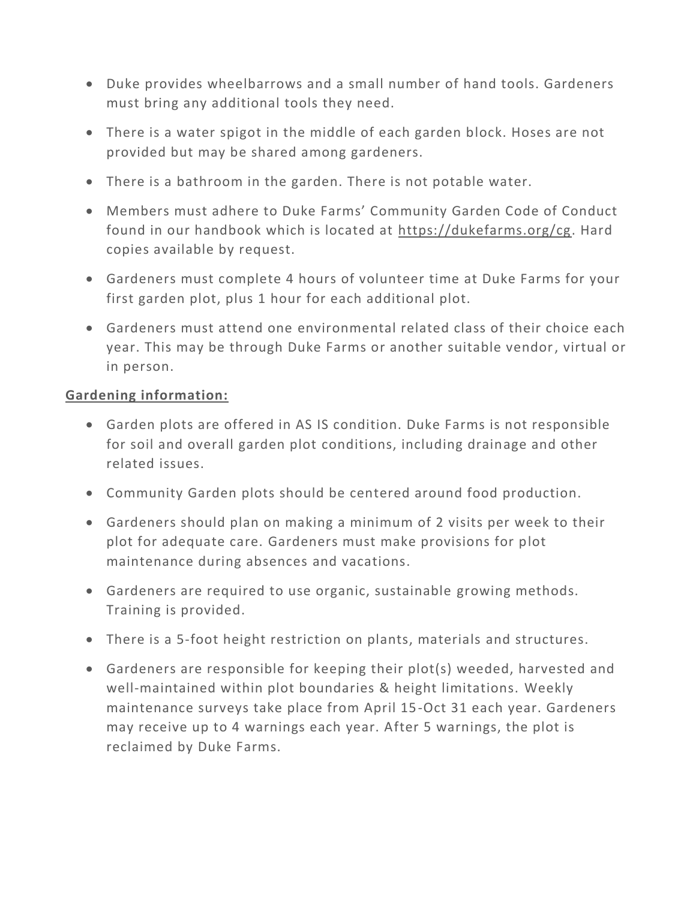- Duke provides wheelbarrows and a small number of hand tools. Gardeners must bring any additional tools they need.
- There is a water spigot in the middle of each garden block. Hoses are not provided but may be shared among gardeners.
- There is a bathroom in the garden. There is not potable water.
- Members must adhere to Duke Farms' Community Garden Code of Conduct found in our handbook which is located at https://dukefarms.org/cg. Hard copies available by request.
- Gardeners must complete 4 hours of volunteer time at Duke Farms for your first garden plot, plus 1 hour for each additional plot.
- Gardeners must attend one environmental related class of their choice each year. This may be through Duke Farms or another suitable vendor, virtual or in person.

**Gardening information:**

- Garden plots are offered in AS IS condition. Duke Farms is not responsible for soil and overall garden plot conditions, including drainage and other related issues.
- Community Garden plots should be centered around food production.
- Gardeners should plan on making a minimum of 2 visits per week to their plot for adequate care. Gardeners must make provisions for plot maintenance during absences and vacations.
- Gardeners are required to use organic, sustainable growing methods. Training is provided.
- There is a 5-foot height restriction on plants, materials and structures.
- Gardeners are responsible for keeping their plot(s) weeded, harvested and well-maintained within plot boundaries & height limitations. Weekly maintenance surveys take place from April 15-Oct 31 each year. Gardeners may receive up to 4 warnings each year. After 5 warnings, the plot is reclaimed by Duke Farms.